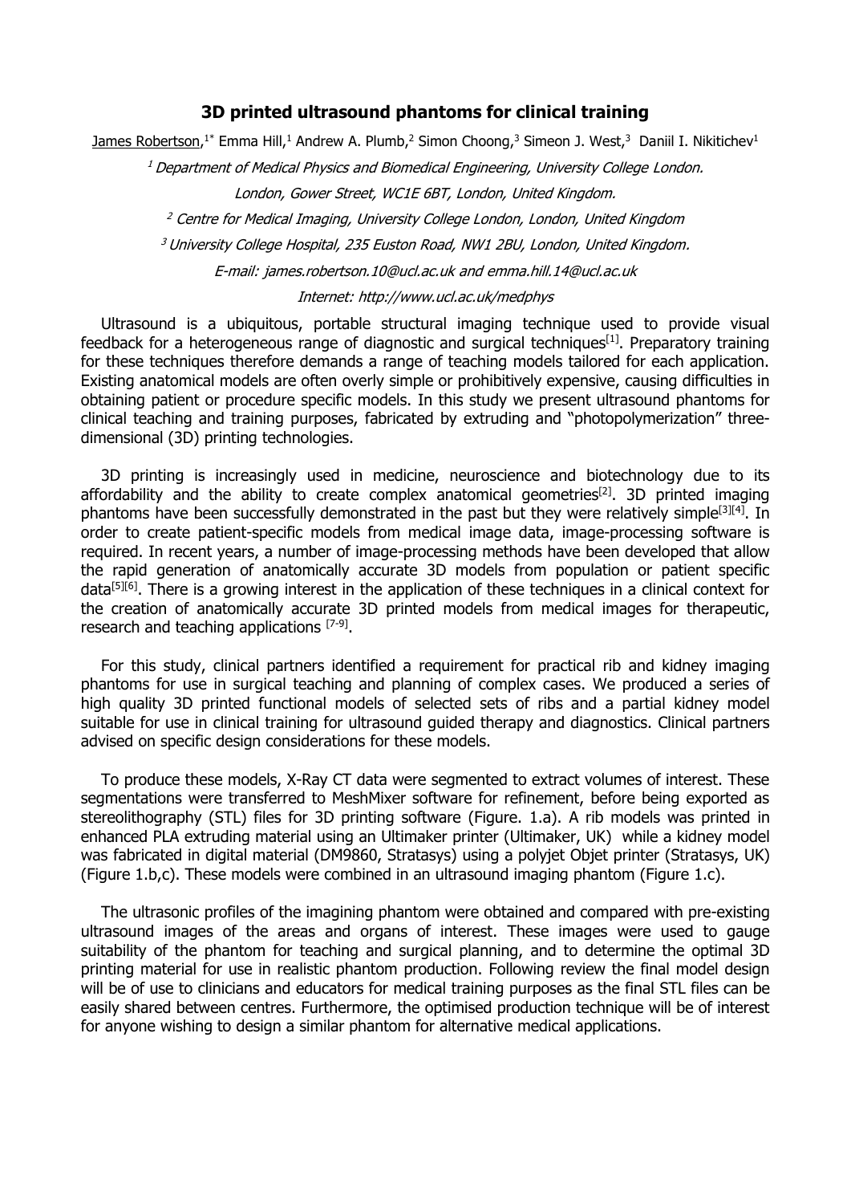# 3D printed ultrasound phantoms for clinical training

James Robertson,[1*] Emma Hill,[1] Andrew A. Plumb,[2] Simon Choong,[3] Simeon J. West,[3] Daniil I. Nikitichev[1]

[1] *Department of Medical Physics and Biomedical Engineering, University College London. London, Gower Street, WC1E 6BT, London, United Kingdom.*

[2] *Centre for Medical Imaging, University College London, London, United Kingdom*

[3] *University College Hospital, 235 Euston Road, NW1 2BU, London, United Kingdom.*

*E-mail: james.robertson.10@ucl.ac.uk and emma.hill.14@ucl.ac.uk*

*Internet: http://www.ucl.ac.uk/medphys*

Ultrasound is a ubiquitous, portable structural imaging technique used to provide visual feedback for a heterogeneous range of diagnostic and surgical techniques[1]. Preparatory training for these techniques therefore demands a range of teaching models tailored for each application. Existing anatomical models are often overly simple or prohibitively expensive, causing difficulties in obtaining patient or procedure specific models. In this study we present ultrasound phantoms for clinical teaching and training purposes, fabricated by extruding and "photopolymerization" three-dimensional (3D) printing technologies.

3D printing is increasingly used in medicine, neuroscience and biotechnology due to its affordability and the ability to create complex anatomical geometries[2]. 3D printed imaging phantoms have been successfully demonstrated in the past but they were relatively simple[3][4]. In order to create patient-specific models from medical image data, image-processing software is required. In recent years, a number of image-processing methods have been developed that allow the rapid generation of anatomically accurate 3D models from population or patient specific data[5][6]. There is a growing interest in the application of these techniques in a clinical context for the creation of anatomically accurate 3D printed models from medical images for therapeutic, research and teaching applications [7-9].

For this study, clinical partners identified a requirement for practical rib and kidney imaging phantoms for use in surgical teaching and planning of complex cases. We produced a series of high quality 3D printed functional models of selected sets of ribs and a partial kidney model suitable for use in clinical training for ultrasound guided therapy and diagnostics. Clinical partners advised on specific design considerations for these models.

To produce these models, X-Ray CT data were segmented to extract volumes of interest. These segmentations were transferred to MeshMixer software for refinement, before being exported as stereolithography (STL) files for 3D printing software (Figure. 1.a). A rib models was printed in enhanced PLA extruding material using an Ultimaker printer (Ultimaker, UK) while a kidney model was fabricated in digital material (DM9860, Stratasys) using a polyjet Objet printer (Stratasys, UK) (Figure 1.b,c). These models were combined in an ultrasound imaging phantom (Figure 1.c).

The ultrasonic profiles of the imagining phantom were obtained and compared with pre-existing ultrasound images of the areas and organs of interest. These images were used to gauge suitability of the phantom for teaching and surgical planning, and to determine the optimal 3D printing material for use in realistic phantom production. Following review the final model design will be of use to clinicians and educators for medical training purposes as the final STL files can be easily shared between centres. Furthermore, the optimised production technique will be of interest for anyone wishing to design a similar phantom for alternative medical applications.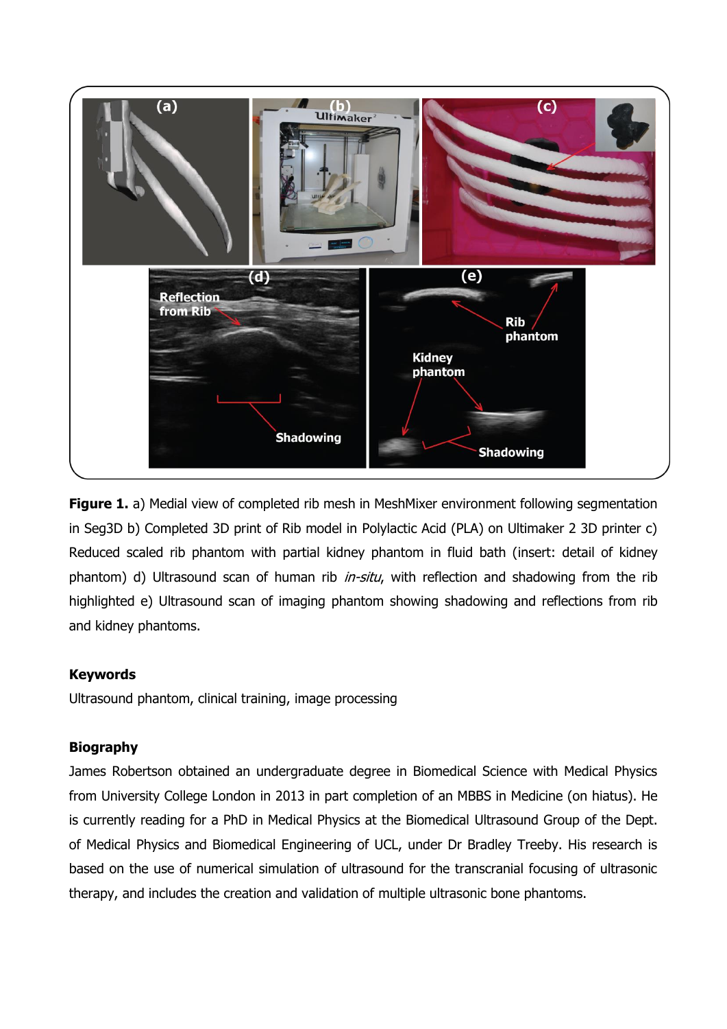**Figure 1.** a) Medial view of completed rib mesh in MeshMixer environment following segmentation in Seg3D b) Completed 3D print of Rib model in Polylactic Acid (PLA) on Ultimaker 2 3D printer c) Reduced scaled rib phantom with partial kidney phantom in fluid bath (insert: detail of kidney phantom) d) Ultrasound scan of human rib *in-situ*, with reflection and shadowing from the rib highlighted e) Ultrasound scan of imaging phantom showing shadowing and reflections from rib and kidney phantoms.

**Keywords**

Ultrasound phantom, clinical training, image processing

**Biography**

James Robertson obtained an undergraduate degree in Biomedical Science with Medical Physics from University College London in 2013 in part completion of an MBBS in Medicine (on hiatus). He is currently reading for a PhD in Medical Physics at the Biomedical Ultrasound Group of the Dept. of Medical Physics and Biomedical Engineering of UCL, under Dr Bradley Treeby. His research is based on the use of numerical simulation of ultrasound for the transcranial focusing of ultrasonic therapy, and includes the creation and validation of multiple ultrasonic bone phantoms.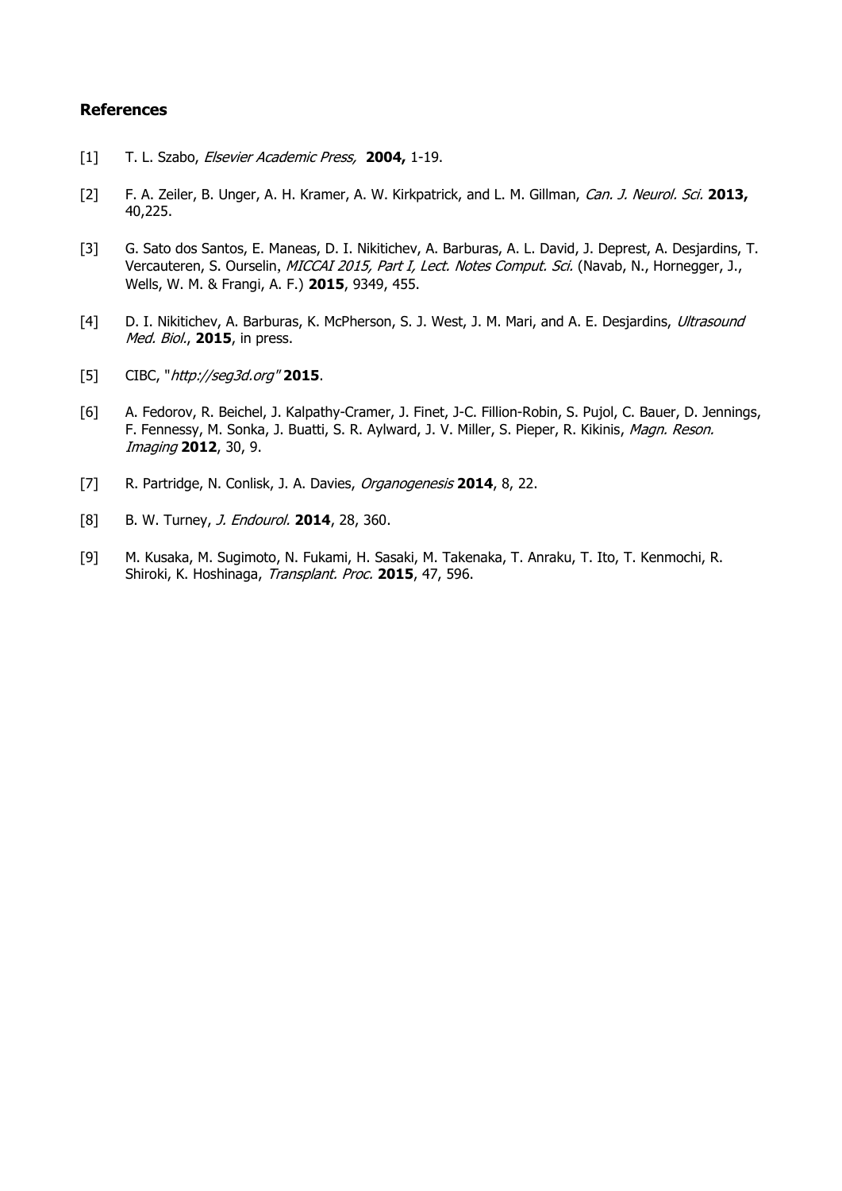## References

[1] T. L. Szabo, *Elsevier Academic Press,* **2004,** 1-19.

[2] F. A. Zeiler, B. Unger, A. H. Kramer, A. W. Kirkpatrick, and L. M. Gillman, *Can. J. Neurol. Sci.* **2013,** 40,225.

[3] G. Sato dos Santos, E. Maneas, D. I. Nikitichev, A. Barburas, A. L. David, J. Deprest, A. Desjardins, T. Vercauteren, S. Ourselin, *MICCAI 2015, Part I, Lect. Notes Comput. Sci.* (Navab, N., Hornegger, J., Wells, W. M. & Frangi, A. F.) **2015**, 9349, 455.

[4] D. I. Nikitichev, A. Barburas, K. McPherson, S. J. West, J. M. Mari, and A. E. Desjardins, *Ultrasound Med. Biol.*, **2015**, in press.

[5] CIBC, "*http://seg3d.org*" **2015**.

[6] A. Fedorov, R. Beichel, J. Kalpathy-Cramer, J. Finet, J-C. Fillion-Robin, S. Pujol, C. Bauer, D. Jennings, F. Fennessy, M. Sonka, J. Buatti, S. R. Aylward, J. V. Miller, S. Pieper, R. Kikinis, *Magn. Reson. Imaging* **2012**, 30, 9.

[7] R. Partridge, N. Conlisk, J. A. Davies, *Organogenesis* **2014**, 8, 22.

[8] B. W. Turney, *J. Endourol.* **2014**, 28, 360.

[9] M. Kusaka, M. Sugimoto, N. Fukami, H. Sasaki, M. Takenaka, T. Anraku, T. Ito, T. Kenmochi, R. Shiroki, K. Hoshinaga, *Transplant. Proc.* **2015**, 47, 596.